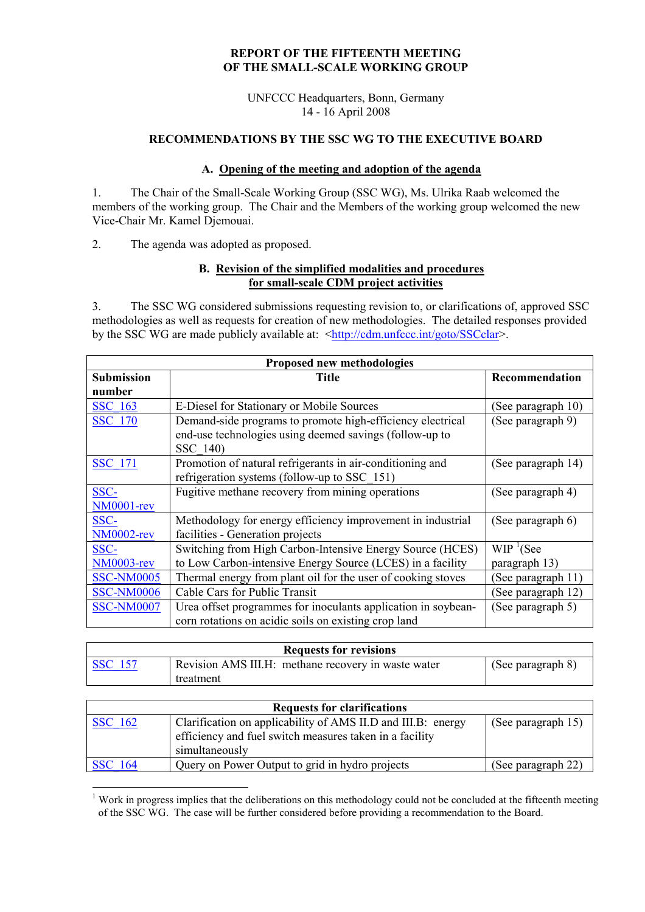**REPORT OF THE FIFTEENTH MEETING**
**OF THE SMALL-SCALE WORKING GROUP**

UNFCCC Headquarters, Bonn, Germany
14 - 16 April 2008

## RECOMMENDATIONS BY THE SSC WG TO THE EXECUTIVE BOARD

### A. Opening of the meeting and adoption of the agenda

1. The Chair of the Small-Scale Working Group (SSC WG), Ms. Ulrika Raab welcomed the members of the working group. The Chair and the Members of the working group welcomed the new Vice-Chair Mr. Kamel Djemouai.

2. The agenda was adopted as proposed.

### B. Revision of the simplified modalities and procedures for small-scale CDM project activities

3. The SSC WG considered submissions requesting revision to, or clarifications of, approved SSC methodologies as well as requests for creation of new methodologies. The detailed responses provided by the SSC WG are made publicly available at: <http://cdm.unfccc.int/goto/SSCclar>.

| Proposed new methodologies | | |
|---|---|---|
| **Submission number** | **Title** | **Recommendation** |
| SSC_163 | E-Diesel for Stationary or Mobile Sources | (See paragraph 10) |
| SSC_170 | Demand-side programs to promote high-efficiency electrical end-use technologies using deemed savings (follow-up to SSC_140) | (See paragraph 9) |
| SSC_171 | Promotion of natural refrigerants in air-conditioning and refrigeration systems (follow-up to SSC_151) | (See paragraph 14) |
| SSC-NM0001-rev | Fugitive methane recovery from mining operations | (See paragraph 4) |
| SSC-NM0002-rev | Methodology for energy efficiency improvement in industrial facilities - Generation projects | (See paragraph 6) |
| SSC-NM0003-rev | Switching from High Carbon-Intensive Energy Source (HCES) to Low Carbon-intensive Energy Source (LCES) in a facility | WIP [1](See paragraph 13) |
| SSC-NM0005 | Thermal energy from plant oil for the user of cooking stoves | (See paragraph 11) |
| SSC-NM0006 | Cable Cars for Public Transit | (See paragraph 12) |
| SSC-NM0007 | Urea offset programmes for inoculants application in soybean-corn rotations on acidic soils on existing crop land | (See paragraph 5) |

| Requests for revisions | | |
|---|---|---|
| SSC_157 | Revision AMS III.H: methane recovery in waste water treatment | (See paragraph 8) |

| Requests for clarifications | | |
|---|---|---|
| SSC_162 | Clarification on applicability of AMS II.D and III.B: energy efficiency and fuel switch measures taken in a facility simultaneously | (See paragraph 15) |
| SSC_164 | Query on Power Output to grid in hydro projects | (See paragraph 22) |

[1] Work in progress implies that the deliberations on this methodology could not be concluded at the fifteenth meeting of the SSC WG. The case will be further considered before providing a recommendation to the Board.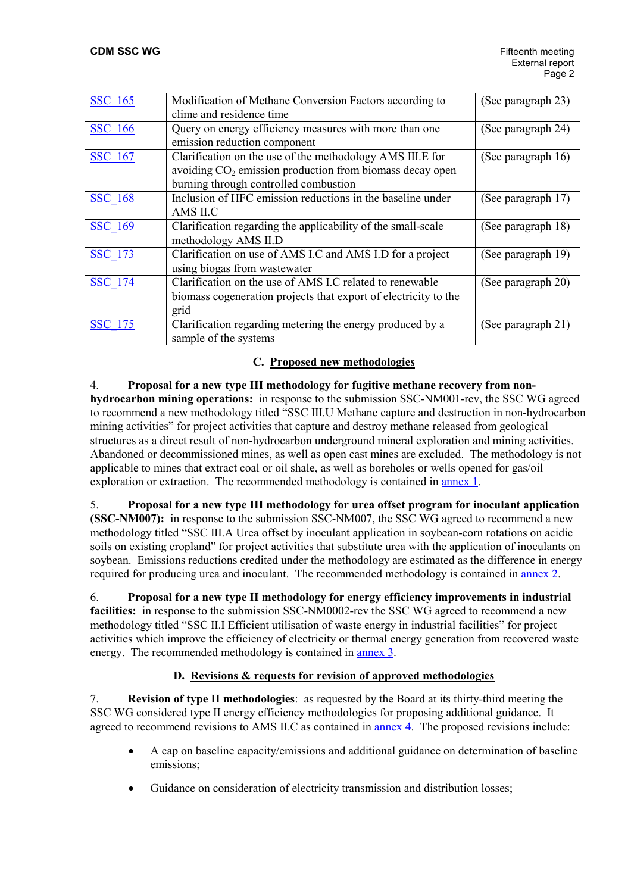| SSC_165 | Modification of Methane Conversion Factors according to clime and residence time | (See paragraph 23) |
|---|---|---|
| SSC_166 | Query on energy efficiency measures with more than one emission reduction component | (See paragraph 24) |
| SSC_167 | Clarification on the use of the methodology AMS III.E for avoiding $CO_2$ emission production from biomass decay open burning through controlled combustion | (See paragraph 16) |
| SSC_168 | Inclusion of HFC emission reductions in the baseline under AMS II.C | (See paragraph 17) |
| SSC_169 | Clarification regarding the applicability of the small-scale methodology AMS II.D | (See paragraph 18) |
| SSC_173 | Clarification on use of AMS I.C and AMS I.D for a project using biogas from wastewater | (See paragraph 19) |
| SSC_174 | Clarification on the use of AMS I.C related to renewable biomass cogeneration projects that export of electricity to the grid | (See paragraph 20) |
| SSC_175 | Clarification regarding metering the energy produced by a sample of the systems | (See paragraph 21) |

## C. Proposed new methodologies

4. **Proposal for a new type III methodology for fugitive methane recovery from non-hydrocarbon mining operations:** in response to the submission SSC-NM001-rev, the SSC WG agreed to recommend a new methodology titled "SSC III.U Methane capture and destruction in non-hydrocarbon mining activities" for project activities that capture and destroy methane released from geological structures as a direct result of non-hydrocarbon underground mineral exploration and mining activities. Abandoned or decommissioned mines, as well as open cast mines are excluded. The methodology is not applicable to mines that extract coal or oil shale, as well as boreholes or wells opened for gas/oil exploration or extraction. The recommended methodology is contained in annex 1.

5. **Proposal for a new type III methodology for urea offset program for inoculant application (SSC-NM007):** in response to the submission SSC-NM007, the SSC WG agreed to recommend a new methodology titled "SSC III.A Urea offset by inoculant application in soybean-corn rotations on acidic soils on existing cropland" for project activities that substitute urea with the application of inoculants on soybean. Emissions reductions credited under the methodology are estimated as the difference in energy required for producing urea and inoculant. The recommended methodology is contained in annex 2.

6. **Proposal for a new type II methodology for energy efficiency improvements in industrial facilities:** in response to the submission SSC-NM0002-rev the SSC WG agreed to recommend a new methodology titled "SSC II.I Efficient utilisation of waste energy in industrial facilities" for project activities which improve the efficiency of electricity or thermal energy generation from recovered waste energy. The recommended methodology is contained in annex 3.

## D. Revisions & requests for revision of approved methodologies

7. **Revision of type II methodologies**: as requested by the Board at its thirty-third meeting the SSC WG considered type II energy efficiency methodologies for proposing additional guidance. It agreed to recommend revisions to AMS II.C as contained in annex 4. The proposed revisions include:

- A cap on baseline capacity/emissions and additional guidance on determination of baseline emissions;
- Guidance on consideration of electricity transmission and distribution losses;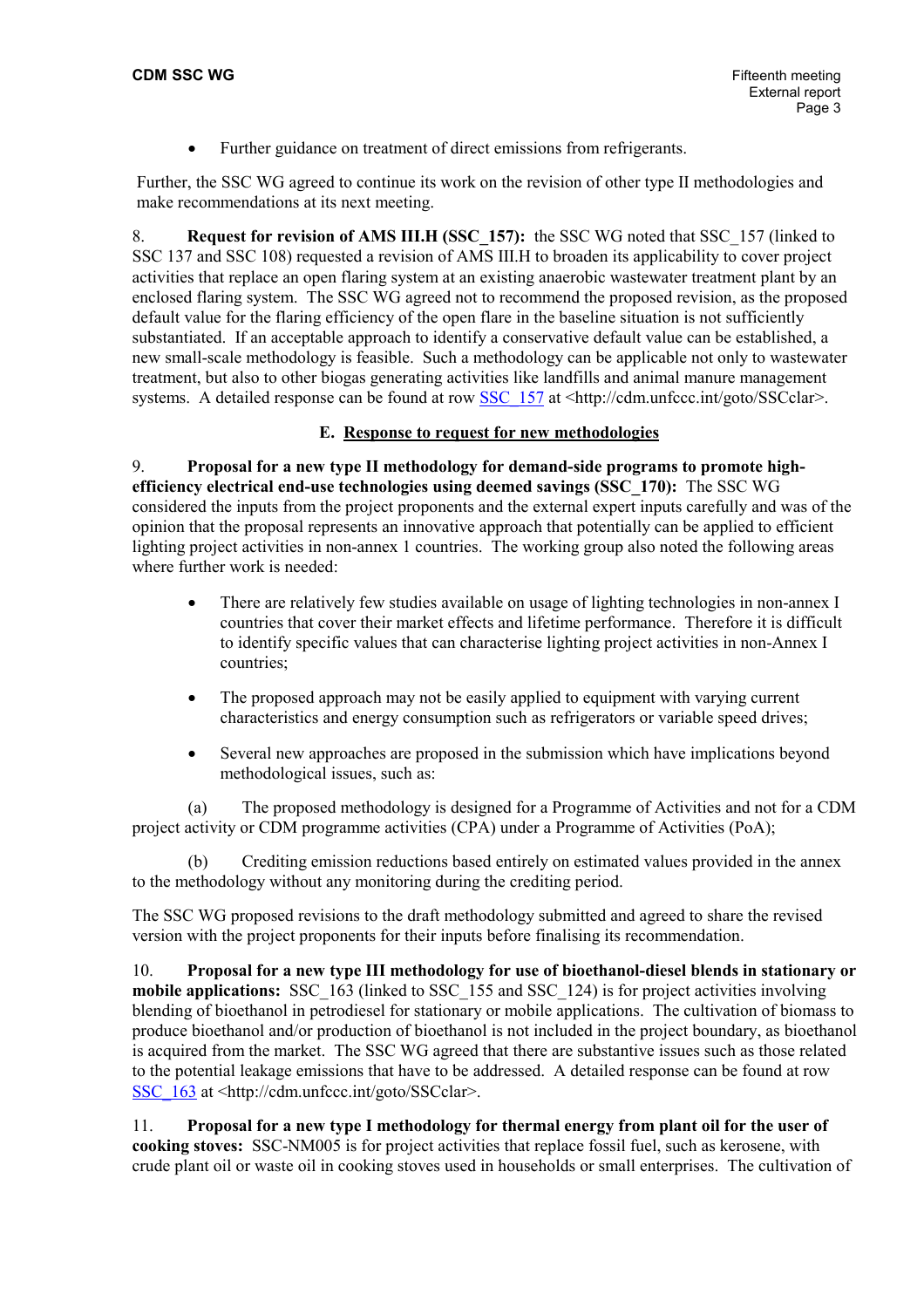- Further guidance on treatment of direct emissions from refrigerants.

Further, the SSC WG agreed to continue its work on the revision of other type II methodologies and make recommendations at its next meeting.

8. **Request for revision of AMS III.H (SSC_157):** the SSC WG noted that SSC_157 (linked to SSC 137 and SSC 108) requested a revision of AMS III.H to broaden its applicability to cover project activities that replace an open flaring system at an existing anaerobic wastewater treatment plant by an enclosed flaring system. The SSC WG agreed not to recommend the proposed revision, as the proposed default value for the flaring efficiency of the open flare in the baseline situation is not sufficiently substantiated. If an acceptable approach to identify a conservative default value can be established, a new small-scale methodology is feasible. Such a methodology can be applicable not only to wastewater treatment, but also to other biogas generating activities like landfills and animal manure management systems. A detailed response can be found at row SSC_157 at <http://cdm.unfccc.int/goto/SSCclar>.

## E. Response to request for new methodologies

9. **Proposal for a new type II methodology for demand-side programs to promote high-efficiency electrical end-use technologies using deemed savings (SSC_170):** The SSC WG considered the inputs from the project proponents and the external expert inputs carefully and was of the opinion that the proposal represents an innovative approach that potentially can be applied to efficient lighting project activities in non-annex 1 countries. The working group also noted the following areas where further work is needed:

- There are relatively few studies available on usage of lighting technologies in non-annex I countries that cover their market effects and lifetime performance. Therefore it is difficult to identify specific values that can characterise lighting project activities in non-Annex I countries;
- The proposed approach may not be easily applied to equipment with varying current characteristics and energy consumption such as refrigerators or variable speed drives;
- Several new approaches are proposed in the submission which have implications beyond methodological issues, such as:

(a) The proposed methodology is designed for a Programme of Activities and not for a CDM project activity or CDM programme activities (CPA) under a Programme of Activities (PoA);

(b) Crediting emission reductions based entirely on estimated values provided in the annex to the methodology without any monitoring during the crediting period.

The SSC WG proposed revisions to the draft methodology submitted and agreed to share the revised version with the project proponents for their inputs before finalising its recommendation.

10. **Proposal for a new type III methodology for use of bioethanol-diesel blends in stationary or mobile applications:** SSC_163 (linked to SSC_155 and SSC_124) is for project activities involving blending of bioethanol in petrodiesel for stationary or mobile applications. The cultivation of biomass to produce bioethanol and/or production of bioethanol is not included in the project boundary, as bioethanol is acquired from the market. The SSC WG agreed that there are substantive issues such as those related to the potential leakage emissions that have to be addressed. A detailed response can be found at row SSC_163 at <http://cdm.unfccc.int/goto/SSCclar>.

11. **Proposal for a new type I methodology for thermal energy from plant oil for the user of cooking stoves:** SSC-NM005 is for project activities that replace fossil fuel, such as kerosene, with crude plant oil or waste oil in cooking stoves used in households or small enterprises. The cultivation of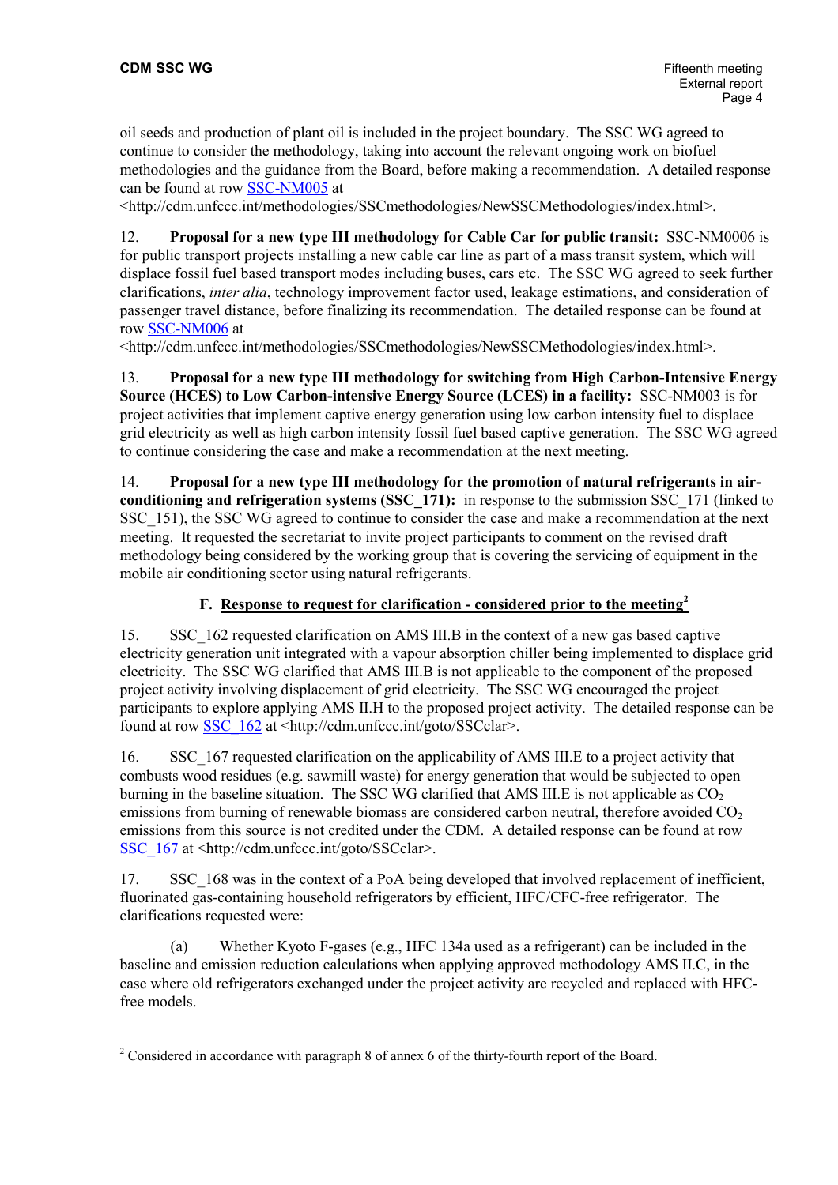oil seeds and production of plant oil is included in the project boundary. The SSC WG agreed to continue to consider the methodology, taking into account the relevant ongoing work on biofuel methodologies and the guidance from the Board, before making a recommendation. A detailed response can be found at row SSC-NM005 at <http://cdm.unfccc.int/methodologies/SSCmethodologies/NewSSCMethodologies/index.html>.

12. **Proposal for a new type III methodology for Cable Car for public transit:** SSC-NM0006 is for public transport projects installing a new cable car line as part of a mass transit system, which will displace fossil fuel based transport modes including buses, cars etc. The SSC WG agreed to seek further clarifications, *inter alia*, technology improvement factor used, leakage estimations, and consideration of passenger travel distance, before finalizing its recommendation. The detailed response can be found at row SSC-NM006 at <http://cdm.unfccc.int/methodologies/SSCmethodologies/NewSSCMethodologies/index.html>.

13. **Proposal for a new type III methodology for switching from High Carbon-Intensive Energy Source (HCES) to Low Carbon-intensive Energy Source (LCES) in a facility:** SSC-NM003 is for project activities that implement captive energy generation using low carbon intensity fuel to displace grid electricity as well as high carbon intensity fossil fuel based captive generation. The SSC WG agreed to continue considering the case and make a recommendation at the next meeting.

14. **Proposal for a new type III methodology for the promotion of natural refrigerants in air-conditioning and refrigeration systems (SSC_171):** in response to the submission SSC_171 (linked to SSC_151), the SSC WG agreed to continue to consider the case and make a recommendation at the next meeting. It requested the secretariat to invite project participants to comment on the revised draft methodology being considered by the working group that is covering the servicing of equipment in the mobile air conditioning sector using natural refrigerants.

## F. Response to request for clarification - considered prior to the meeting[2]

15. SSC_162 requested clarification on AMS III.B in the context of a new gas based captive electricity generation unit integrated with a vapour absorption chiller being implemented to displace grid electricity. The SSC WG clarified that AMS III.B is not applicable to the component of the proposed project activity involving displacement of grid electricity. The SSC WG encouraged the project participants to explore applying AMS II.H to the proposed project activity. The detailed response can be found at row SSC_162 at <http://cdm.unfccc.int/goto/SSCclar>.

16. SSC_167 requested clarification on the applicability of AMS III.E to a project activity that combusts wood residues (e.g. sawmill waste) for energy generation that would be subjected to open burning in the baseline situation. The SSC WG clarified that AMS III.E is not applicable as $CO_2$ emissions from burning of renewable biomass are considered carbon neutral, therefore avoided $CO_2$ emissions from this source is not credited under the CDM. A detailed response can be found at row SSC_167 at <http://cdm.unfccc.int/goto/SSCclar>.

17. SSC_168 was in the context of a PoA being developed that involved replacement of inefficient, fluorinated gas-containing household refrigerators by efficient, HFC/CFC-free refrigerator. The clarifications requested were:

(a) Whether Kyoto F-gases (e.g., HFC 134a used as a refrigerant) can be included in the baseline and emission reduction calculations when applying approved methodology AMS II.C, in the case where old refrigerators exchanged under the project activity are recycled and replaced with HFC-free models.

---

[2] Considered in accordance with paragraph 8 of annex 6 of the thirty-fourth report of the Board.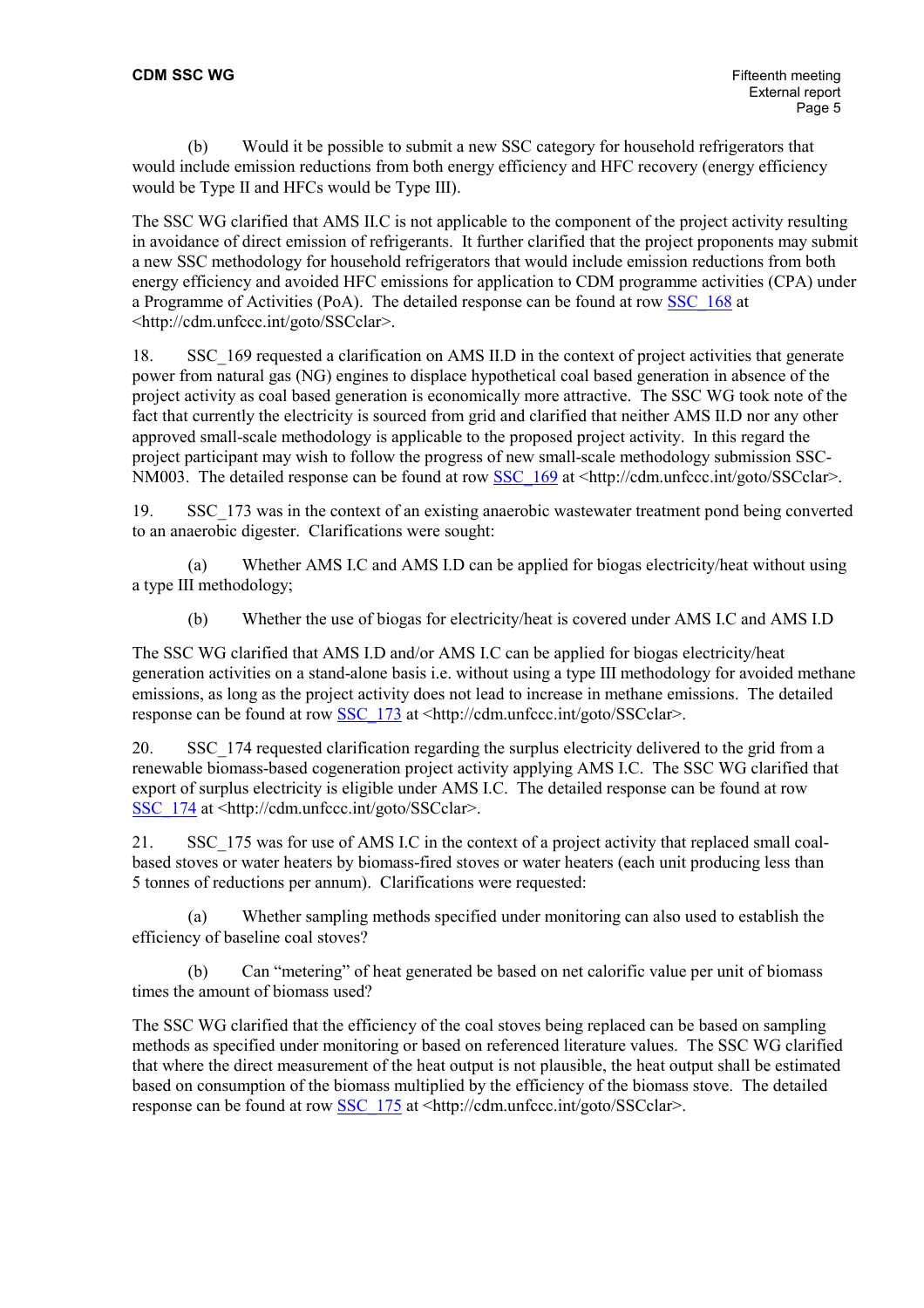(b) Would it be possible to submit a new SSC category for household refrigerators that would include emission reductions from both energy efficiency and HFC recovery (energy efficiency would be Type II and HFCs would be Type III).

The SSC WG clarified that AMS II.C is not applicable to the component of the project activity resulting in avoidance of direct emission of refrigerants. It further clarified that the project proponents may submit a new SSC methodology for household refrigerators that would include emission reductions from both energy efficiency and avoided HFC emissions for application to CDM programme activities (CPA) under a Programme of Activities (PoA). The detailed response can be found at row SSC_168 at <http://cdm.unfccc.int/goto/SSCclar>.

18. SSC_169 requested a clarification on AMS II.D in the context of project activities that generate power from natural gas (NG) engines to displace hypothetical coal based generation in absence of the project activity as coal based generation is economically more attractive. The SSC WG took note of the fact that currently the electricity is sourced from grid and clarified that neither AMS II.D nor any other approved small-scale methodology is applicable to the proposed project activity. In this regard the project participant may wish to follow the progress of new small-scale methodology submission SSC-NM003. The detailed response can be found at row SSC_169 at <http://cdm.unfccc.int/goto/SSCclar>.

19. SSC_173 was in the context of an existing anaerobic wastewater treatment pond being converted to an anaerobic digester. Clarifications were sought:

(a) Whether AMS I.C and AMS I.D can be applied for biogas electricity/heat without using a type III methodology;

(b) Whether the use of biogas for electricity/heat is covered under AMS I.C and AMS I.D

The SSC WG clarified that AMS I.D and/or AMS I.C can be applied for biogas electricity/heat generation activities on a stand-alone basis i.e. without using a type III methodology for avoided methane emissions, as long as the project activity does not lead to increase in methane emissions. The detailed response can be found at row SSC_173 at <http://cdm.unfccc.int/goto/SSCclar>.

20. SSC_174 requested clarification regarding the surplus electricity delivered to the grid from a renewable biomass-based cogeneration project activity applying AMS I.C. The SSC WG clarified that export of surplus electricity is eligible under AMS I.C. The detailed response can be found at row SSC_174 at <http://cdm.unfccc.int/goto/SSCclar>.

21. SSC_175 was for use of AMS I.C in the context of a project activity that replaced small coal-based stoves or water heaters by biomass-fired stoves or water heaters (each unit producing less than 5 tonnes of reductions per annum). Clarifications were requested:

(a) Whether sampling methods specified under monitoring can also used to establish the efficiency of baseline coal stoves?

(b) Can "metering" of heat generated be based on net calorific value per unit of biomass times the amount of biomass used?

The SSC WG clarified that the efficiency of the coal stoves being replaced can be based on sampling methods as specified under monitoring or based on referenced literature values. The SSC WG clarified that where the direct measurement of the heat output is not plausible, the heat output shall be estimated based on consumption of the biomass multiplied by the efficiency of the biomass stove. The detailed response can be found at row SSC_175 at <http://cdm.unfccc.int/goto/SSCclar>.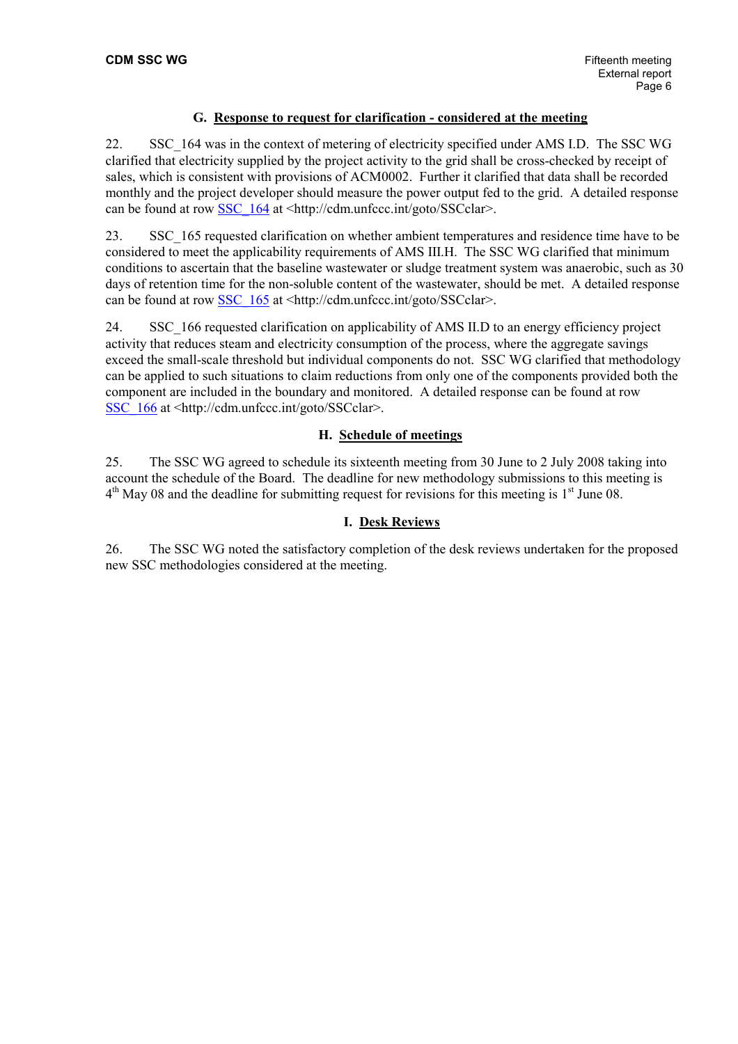## G. Response to request for clarification - considered at the meeting

22. SSC_164 was in the context of metering of electricity specified under AMS I.D. The SSC WG clarified that electricity supplied by the project activity to the grid shall be cross-checked by receipt of sales, which is consistent with provisions of ACM0002. Further it clarified that data shall be recorded monthly and the project developer should measure the power output fed to the grid. A detailed response can be found at row SSC_164 at <http://cdm.unfccc.int/goto/SSCclar>.

23. SSC_165 requested clarification on whether ambient temperatures and residence time have to be considered to meet the applicability requirements of AMS III.H. The SSC WG clarified that minimum conditions to ascertain that the baseline wastewater or sludge treatment system was anaerobic, such as 30 days of retention time for the non-soluble content of the wastewater, should be met. A detailed response can be found at row SSC_165 at <http://cdm.unfccc.int/goto/SSCclar>.

24. SSC_166 requested clarification on applicability of AMS II.D to an energy efficiency project activity that reduces steam and electricity consumption of the process, where the aggregate savings exceed the small-scale threshold but individual components do not. SSC WG clarified that methodology can be applied to such situations to claim reductions from only one of the components provided both the component are included in the boundary and monitored. A detailed response can be found at row SSC_166 at <http://cdm.unfccc.int/goto/SSCclar>.

## H. Schedule of meetings

25. The SSC WG agreed to schedule its sixteenth meeting from 30 June to 2 July 2008 taking into account the schedule of the Board. The deadline for new methodology submissions to this meeting is 4th May 08 and the deadline for submitting request for revisions for this meeting is 1st June 08.

## I. Desk Reviews

26. The SSC WG noted the satisfactory completion of the desk reviews undertaken for the proposed new SSC methodologies considered at the meeting.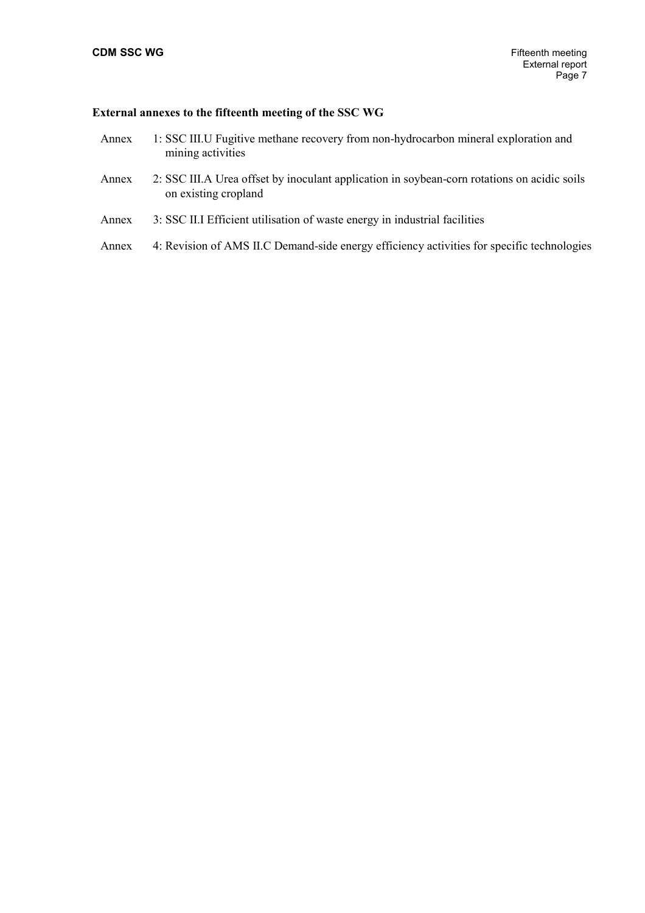**External annexes to the fifteenth meeting of the SSC WG**

- Annex 1: SSC III.U Fugitive methane recovery from non-hydrocarbon mineral exploration and mining activities
- Annex 2: SSC III.A Urea offset by inoculant application in soybean-corn rotations on acidic soils on existing cropland
- Annex 3: SSC II.I Efficient utilisation of waste energy in industrial facilities
- Annex 4: Revision of AMS II.C Demand-side energy efficiency activities for specific technologies